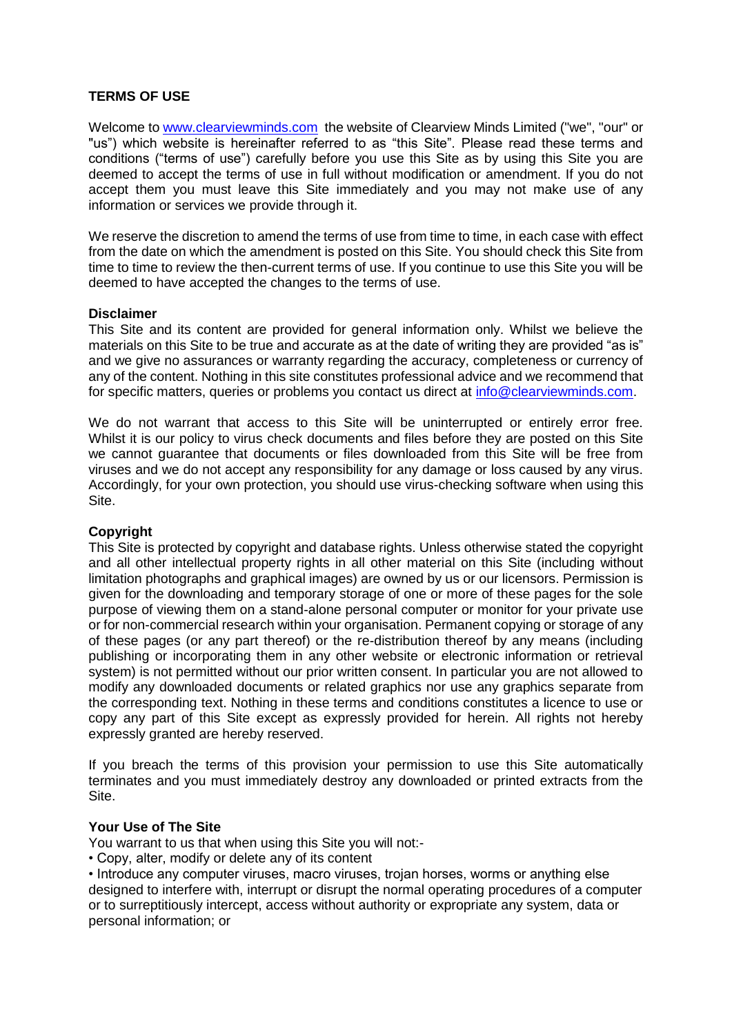# TERMS OF USE

Welcome to [www.clearviewminds.com](http://www.clearviewminds.com) the website of Clearview Minds Limited ("we", "our" or "us") which website is hereinafter referred to as "this Site". Please read these terms and conditions ("terms of use") carefully before you use this Site as by using this Site you are deemed to accept the terms of use in full without modification or amendment. If you do not accept them you must leave this Site immediately and you may not make use of any information or services we provide through it.

We reserve the discretion to amend the terms of use from time to time, in each case with effect from the date on which the amendment is posted on this Site. You should check this Site from time to time to review the then-current terms of use. If you continue to use this Site you will be deemed to have accepted the changes to the terms of use.

## Disclaimer

This Site and its content are provided for general information only. Whilst we believe the materials on this Site to be true and accurate as at the date of writing they are provided "as is" and we give no assurances or warranty regarding the accuracy, completeness or currency of any of the content. Nothing in this site constitutes professional advice and we recommend that for specific matters, queries or problems you contact us direct at [info@clearviewminds.com](mailto:info@clearviewminds.com).

We do not warrant that access to this Site will be uninterrupted or entirely error free. Whilst it is our policy to virus check documents and files before they are posted on this Site we cannot guarantee that documents or files downloaded from this Site will be free from viruses and we do not accept any responsibility for any damage or loss caused by any virus. Accordingly, for your own protection, you should use virus-checking software when using this Site.

## Copyright

This Site is protected by copyright and database rights. Unless otherwise stated the copyright and all other intellectual property rights in all other material on this Site (including without limitation photographs and graphical images) are owned by us or our licensors. Permission is given for the downloading and temporary storage of one or more of these pages for the sole purpose of viewing them on a stand-alone personal computer or monitor for your private use or for non-commercial research within your organisation. Permanent copying or storage of any of these pages (or any part thereof) or the re-distribution thereof by any means (including publishing or incorporating them in any other website or electronic information or retrieval system) is not permitted without our prior written consent. In particular you are not allowed to modify any downloaded documents or related graphics nor use any graphics separate from the corresponding text. Nothing in these terms and conditions constitutes a licence to use or copy any part of this Site except as expressly provided for herein. All rights not hereby expressly granted are hereby reserved.

If you breach the terms of this provision your permission to use this Site automatically terminates and you must immediately destroy any downloaded or printed extracts from the Site.

## Your Use of The Site

You warrant to us that when using this Site you will not:-

- Copy, alter, modify or delete any of its content
- Introduce any computer viruses, macro viruses, trojan horses, worms or anything else designed to interfere with, interrupt or disrupt the normal operating procedures of a computer or to surreptitiously intercept, access without authority or expropriate any system, data or personal information; or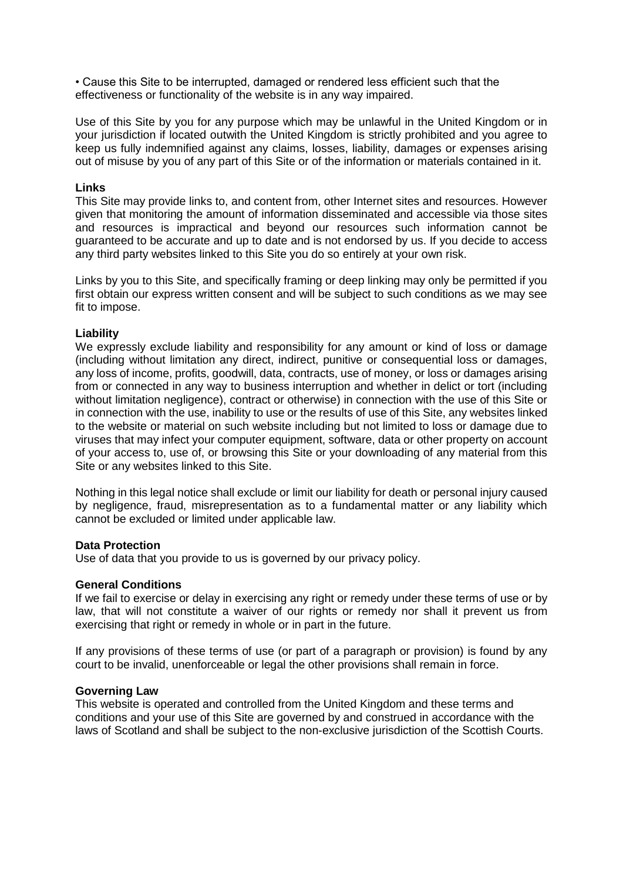• Cause this Site to be interrupted, damaged or rendered less efficient such that the effectiveness or functionality of the website is in any way impaired.

Use of this Site by you for any purpose which may be unlawful in the United Kingdom or in your jurisdiction if located outwith the United Kingdom is strictly prohibited and you agree to keep us fully indemnified against any claims, losses, liability, damages or expenses arising out of misuse by you of any part of this Site or of the information or materials contained in it.

**Links**

This Site may provide links to, and content from, other Internet sites and resources. However given that monitoring the amount of information disseminated and accessible via those sites and resources is impractical and beyond our resources such information cannot be guaranteed to be accurate and up to date and is not endorsed by us. If you decide to access any third party websites linked to this Site you do so entirely at your own risk.

Links by you to this Site, and specifically framing or deep linking may only be permitted if you first obtain our express written consent and will be subject to such conditions as we may see fit to impose.

**Liability**

We expressly exclude liability and responsibility for any amount or kind of loss or damage (including without limitation any direct, indirect, punitive or consequential loss or damages, any loss of income, profits, goodwill, data, contracts, use of money, or loss or damages arising from or connected in any way to business interruption and whether in delict or tort (including without limitation negligence), contract or otherwise) in connection with the use of this Site or in connection with the use, inability to use or the results of use of this Site, any websites linked to the website or material on such website including but not limited to loss or damage due to viruses that may infect your computer equipment, software, data or other property on account of your access to, use of, or browsing this Site or your downloading of any material from this Site or any websites linked to this Site.

Nothing in this legal notice shall exclude or limit our liability for death or personal injury caused by negligence, fraud, misrepresentation as to a fundamental matter or any liability which cannot be excluded or limited under applicable law.

**Data Protection**

Use of data that you provide to us is governed by our privacy policy.

**General Conditions**

If we fail to exercise or delay in exercising any right or remedy under these terms of use or by law, that will not constitute a waiver of our rights or remedy nor shall it prevent us from exercising that right or remedy in whole or in part in the future.

If any provisions of these terms of use (or part of a paragraph or provision) is found by any court to be invalid, unenforceable or legal the other provisions shall remain in force.

**Governing Law**

This website is operated and controlled from the United Kingdom and these terms and conditions and your use of this Site are governed by and construed in accordance with the laws of Scotland and shall be subject to the non-exclusive jurisdiction of the Scottish Courts.